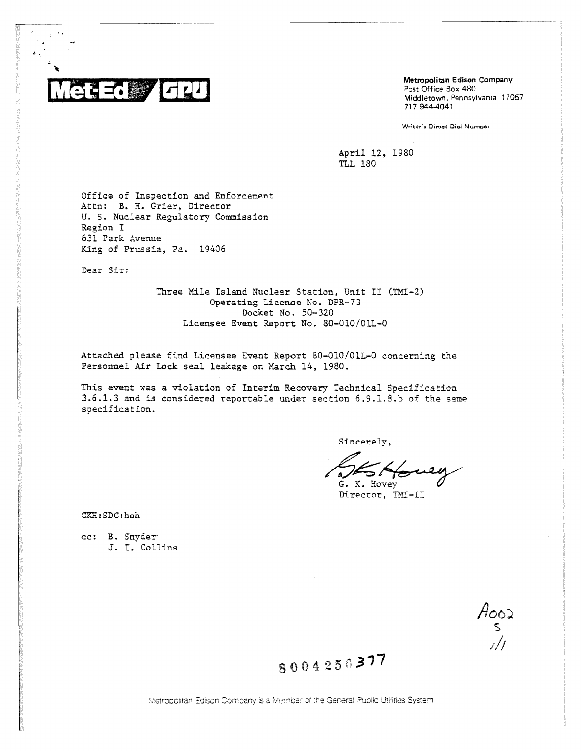**Met-Ed / GPU**

**Metropolitan Edison Company**
Post Office Box 480
Middletown, Pennsylvania 17057
717 944-4041

Writer's Direct Dial Number

April 12, 1980
TLL 180

Office of Inspection and Enforcement
Attn: B. H. Grier, Director
U. S. Nuclear Regulatory Commission
Region I
631 Park Avenue
King of Prussia, Pa. 19406

Dear Sir:

Three Mile Island Nuclear Station, Unit II (TMI-2)
Operating License No. DPR-73
Docket No. 50-320
Licensee Event Report No. 80-010/01L-0

Attached please find Licensee Event Report 80-010/01L-0 concerning the Personnel Air Lock seal leakage on March 14, 1980.

This event was a violation of Interim Recovery Technical Specification 3.6.1.3 and is considered reportable under section 6.9.1.8.b of the same specification.

Sincerely,

G. K. Hovey
Director, TMI-II

CKH:SDC:hah

cc: B. Snyder
J. T. Collins

A002
S
1/1

8004250377

Metropolitan Edison Company is a Member of the General Public Utilities System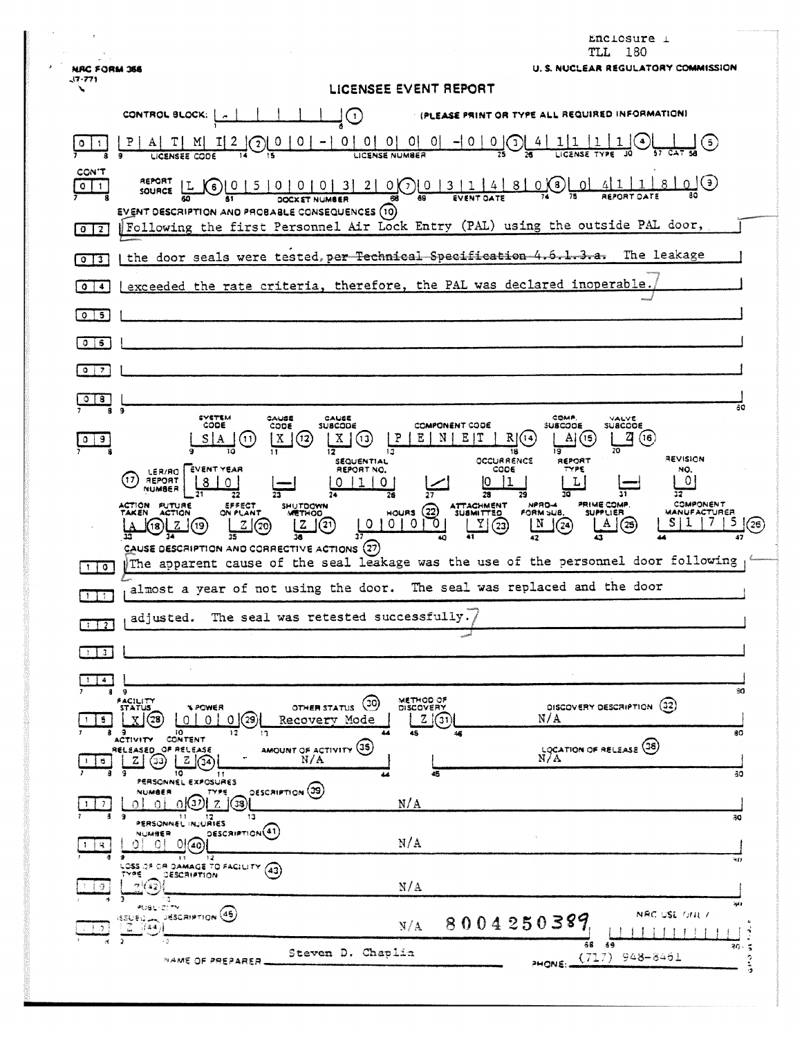Enclosure 1
TLL 180

NRC FORM 366 (7-77)

U. S. NUCLEAR REGULATORY COMMISSION

# LICENSEE EVENT REPORT

CONTROL BLOCK: (1) (PLEASE PRINT OR TYPE ALL REQUIRED INFORMATION)

| Line | Field | Value |
|---|---|---|
| 0 1 | Licensee Code (2) | P A T M I 2 |
| | License Number (3) | 0 0 - 0 0 0 0 0 - 0 0 |
| | License Type (4) | 4 1 1 1 1 |
| | CAT (5) | |
| CON'T 0 1 | Report Source (6) | L |
| | Docket Number (7) | 0 5 0 0 0 3 2 0 |
| | Event Date (8) | 0 3 1 4 8 0 |
| | Report Date (9) | 0 4 1 1 8 0 |

**EVENT DESCRIPTION AND PROBABLE CONSEQUENCES (10)**

0 2 Following the first Personnel Air Lock Entry (PAL) using the outside PAL door,

0 3 the door seals were tested ~~per Technical Specification 4.6.1.3.a.~~ The leakage

0 4 exceeded the rate criteria, therefore, the PAL was declared inoperable.

0 5

0 6

0 7

0 8

| System Code (11) | Cause Code (12) | Cause Subcode (13) | Component Code (14) | Comp. Subcode (15) | Valve Subcode (16) |
|---|---|---|---|---|---|
| S A | X | X | P E N E T R | A | Z |

| (17) LER/RO Report Number | Event Year | | Sequential Report No. | | Occurrence Code | Report Type | | Revision No. |
|---|---|---|---|---|---|---|---|---|
| | 8 0 | — | 0 1 0 | / | 0 1 | L | — | 0 |

| Action Taken (18) | Future Action (19) | Effect on Plant (20) | Shutdown Method (21) | Hours (22) | Attachment Submitted (23) | NPRD-4 Form Sub. (24) | Prime Comp. Supplier (25) | Component Manufacturer (26) |
|---|---|---|---|---|---|---|---|---|
| A | Z | Z | Z | 0 0 0 0 | Y | N | A | S 1 7 5 |

**CAUSE DESCRIPTION AND CORRECTIVE ACTIONS (27)**

1 0 The apparent cause of the seal leakage was the use of the personnel door following

1 1 almost a year of not using the door. The seal was replaced and the door

1 2 adjusted. The seal was retested successfully.

1 3

1 4

| Facility Status (28) | % Power (29) | Other Status (30) | Method of Discovery (31) | Discovery Description (32) |
|---|---|---|---|---|
| X | 0 0 0 | Recovery Mode | Z | N/A |

| Activity Released (33) | Content of Release (34) | Amount of Activity (35) | Location of Release (36) |
|---|---|---|---|
| Z | Z | N/A | N/A |

| Personnel Exposures Number (37) | Type (38) | Description (39) |
|---|---|---|
| 0 0 0 | Z | N/A |

| Personnel Injuries Number (40) | Description (41) |
|---|---|
| 0 0 0 | N/A |

| Loss of or Damage to Facility Type (42) | Description (43) |
|---|---|
| Z | N/A |

| Publicity Issued (44) | Description (45) | NRC Use Only |
|---|---|---|
| Z | N/A | |

8004250389

NAME OF PREPARER: Steven D. Chaplin

PHONE: (717) 948-8461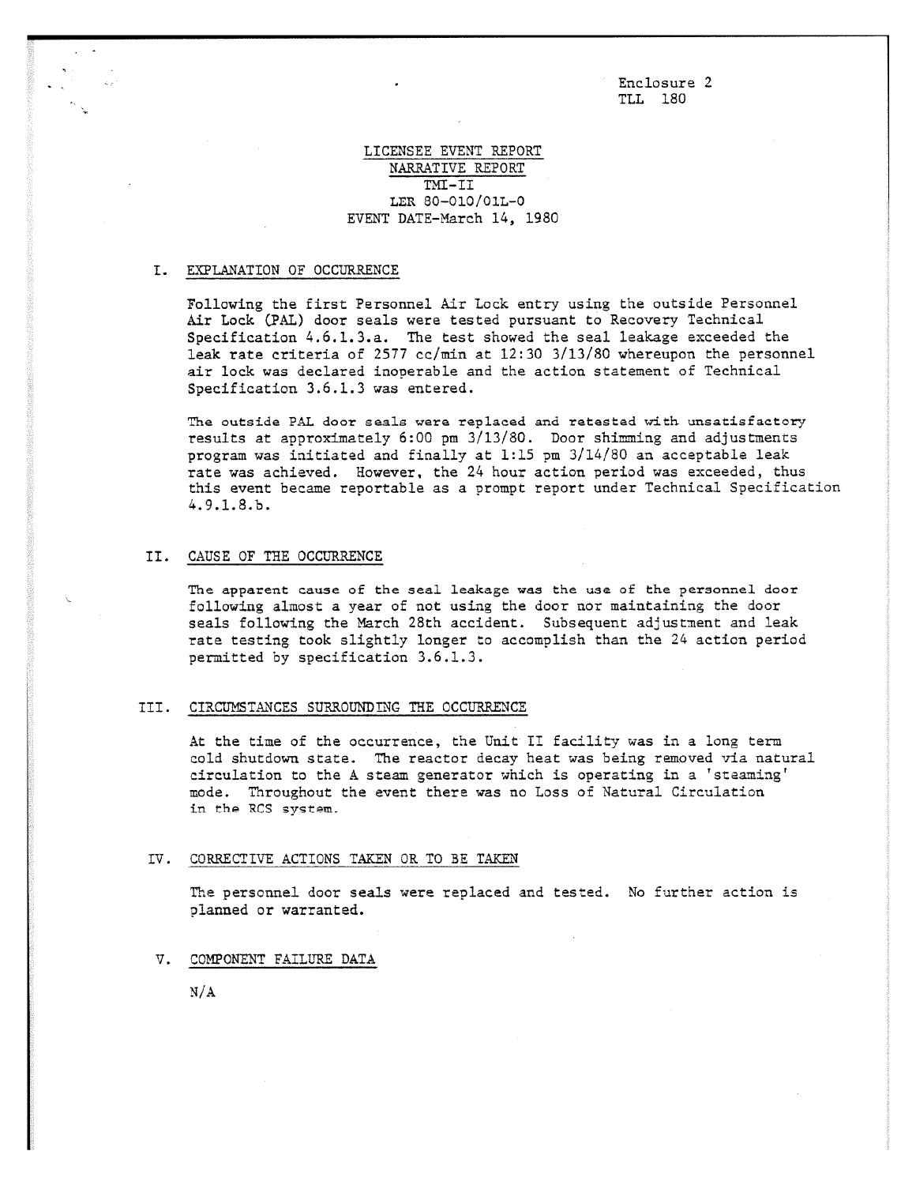Enclosure 2
TLL 180

# LICENSEE EVENT REPORT
## NARRATIVE REPORT
### TMI-II
### LER 80-010/01L-0
### EVENT DATE-March 14, 1980

## I. EXPLANATION OF OCCURRENCE

Following the first Personnel Air Lock entry using the outside Personnel Air Lock (PAL) door seals were tested pursuant to Recovery Technical Specification 4.6.1.3.a. The test showed the seal leakage exceeded the leak rate criteria of 2577 cc/min at 12:30 3/13/80 whereupon the personnel air lock was declared inoperable and the action statement of Technical Specification 3.6.1.3 was entered.

The outside PAL door seals were replaced and retested with unsatisfactory results at approximately 6:00 pm 3/13/80. Door shimming and adjustments program was initiated and finally at 1:15 pm 3/14/80 an acceptable leak rate was achieved. However, the 24 hour action period was exceeded, thus this event became reportable as a prompt report under Technical Specification 4.9.1.8.b.

## II. CAUSE OF THE OCCURRENCE

The apparent cause of the seal leakage was the use of the personnel door following almost a year of not using the door nor maintaining the door seals following the March 28th accident. Subsequent adjustment and leak rate testing took slightly longer to accomplish than the 24 action period permitted by specification 3.6.1.3.

## III. CIRCUMSTANCES SURROUNDING THE OCCURRENCE

At the time of the occurrence, the Unit II facility was in a long term cold shutdown state. The reactor decay heat was being removed via natural circulation to the A steam generator which is operating in a 'steaming' mode. Throughout the event there was no Loss of Natural Circulation in the RCS system.

## IV. CORRECTIVE ACTIONS TAKEN OR TO BE TAKEN

The personnel door seals were replaced and tested. No further action is planned or warranted.

## V. COMPONENT FAILURE DATA

N/A